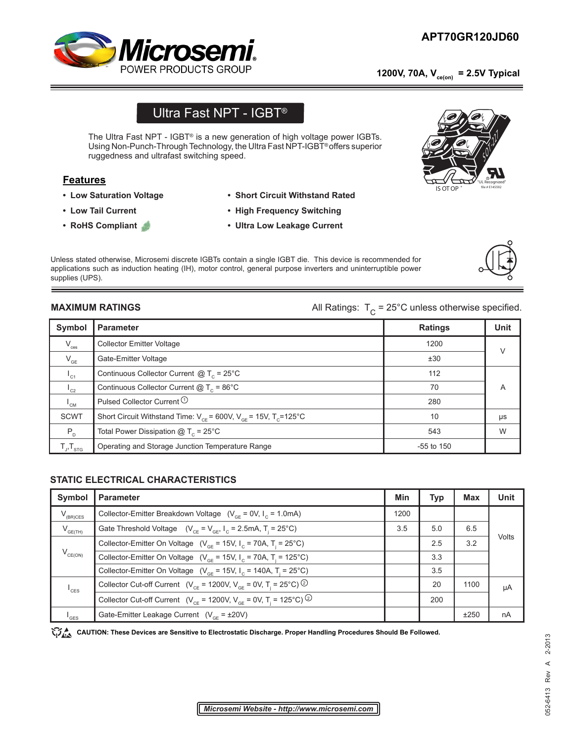# APT70GR120JD60

**1200V, 70A, $V_{ce(on)}$ = 2.5V Typical**

## Ultra Fast NPT - IGBT®

The Ultra Fast NPT - IGBT® is a new generation of high voltage power IGBTs. Using Non-Punch-Through Technology, the Ultra Fast NPT-IGBT® offers superior ruggedness and ultrafast switching speed.

### Features

- **Low Saturation Voltage**
- **Low Tail Current**
- **RoHS Compliant**
- **Short Circuit Withstand Rated**
- **High Frequency Switching**
- **Ultra Low Leakage Current**

Unless stated otherwise, Microsemi discrete IGBTs contain a single IGBT die. This device is recommended for applications such as induction heating (IH), motor control, general purpose inverters and uninterruptible power supplies (UPS).

### MAXIMUM RATINGS

All Ratings: $T_C$ = 25°C unless otherwise specified.

| Symbol | Parameter | Ratings | Unit |
|---|---|---|---|
| $V_{ces}$ | Collector Emitter Voltage | 1200 | V |
| $V_{GE}$ | Gate-Emitter Voltage | ±30 | V |
| $I_{C1}$ | Continuous Collector Current @ $T_C$ = 25°C | 112 | A |
| $I_{C2}$ | Continuous Collector Current @ $T_C$ = 86°C | 70 | A |
| $I_{CM}$ | Pulsed Collector Current ① | 280 | A |
| SCWT | Short Circuit Withstand Time: $V_{CE}$ = 600V, $V_{GE}$ = 15V, $T_C$=125°C | 10 | μs |
| $P_D$ | Total Power Dissipation @ $T_C$ = 25°C | 543 | W |
| $T_J$,$T_{STG}$ | Operating and Storage Junction Temperature Range | -55 to 150 | |

### STATIC ELECTRICAL CHARACTERISTICS

| Symbol | Parameter | Min | Typ | Max | Unit |
|---|---|---|---|---|---|
| $V_{(BR)CES}$ | Collector-Emitter Breakdown Voltage ($V_{GE}$ = 0V, $I_C$ = 1.0mA) | 1200 | | | Volts |
| $V_{GE(TH)}$ | Gate Threshold Voltage ($V_{CE}$ = $V_{GE}$, $I_C$ = 2.5mA, $T_j$ = 25°C) | 3.5 | 5.0 | 6.5 | Volts |
| $V_{CE(ON)}$ | Collector-Emitter On Voltage ($V_{GE}$ = 15V, $I_C$ = 70A, $T_j$ = 25°C) | | 2.5 | 3.2 | Volts |
| | Collector-Emitter On Voltage ($V_{GE}$ = 15V, $I_C$ = 70A, $T_j$ = 125°C) | | 3.3 | | Volts |
| | Collector-Emitter On Voltage ($V_{GE}$ = 15V, $I_C$ = 140A, $T_j$ = 25°C) | | 3.5 | | Volts |
| $I_{CES}$ | Collector Cut-off Current ($V_{CE}$ = 1200V, $V_{GE}$ = 0V, $T_j$ = 25°C) ② | | 20 | 1100 | μA |
| | Collector Cut-off Current ($V_{CE}$ = 1200V, $V_{GE}$ = 0V, $T_j$ = 125°C) ② | | 200 | | μA |
| $I_{GES}$ | Gate-Emitter Leakage Current ($V_{GE}$ = ±20V) | | | ±250 | nA |

**CAUTION: These Devices are Sensitive to Electrostatic Discharge. Proper Handling Procedures Should Be Followed.**

*Microsemi Website - http://www.microsemi.com*

052-6413 Rev A 2-2013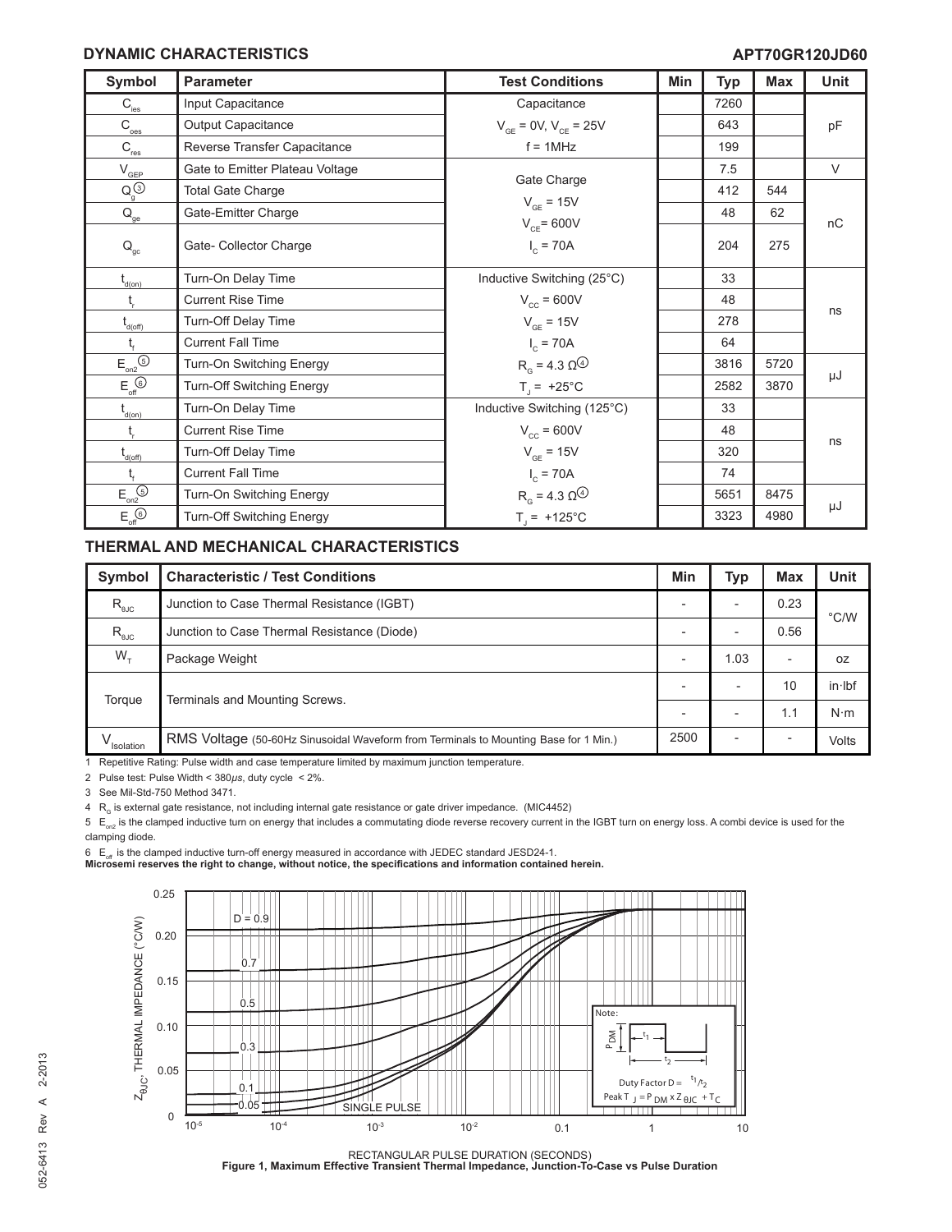## DYNAMIC CHARACTERISTICS

**APT70GR120JD60**

| Symbol | Parameter | Test Conditions | Min | Typ | Max | Unit |
|---|---|---|---|---|---|---|
| $C_{ies}$ | Input Capacitance | Capacitance | | 7260 | | pF |
| $C_{oes}$ | Output Capacitance | $V_{GE}$ = 0V, $V_{CE}$ = 25V | | 643 | | |
| $C_{res}$ | Reverse Transfer Capacitance | f = 1MHz | | 199 | | |
| $V_{GEP}$ | Gate to Emitter Plateau Voltage | Gate Charge | | 7.5 | | V |
| $Q_g$ (3) | Total Gate Charge | $V_{GE}$ = 15V | | 412 | 544 | nC |
| $Q_{ge}$ | Gate-Emitter Charge | $V_{CE}$= 600V | | 48 | 62 | |
| $Q_{gc}$ | Gate- Collector Charge | $I_C$ = 70A | | 204 | 275 | |
| $t_{d(on)}$ | Turn-On Delay Time | Inductive Switching (25°C) | | 33 | | ns |
| $t_r$ | Current Rise Time | $V_{CC}$ = 600V | | 48 | | |
| $t_{d(off)}$ | Turn-Off Delay Time | $V_{GE}$ = 15V | | 278 | | |
| $t_f$ | Current Fall Time | $I_C$ = 70A | | 64 | | |
| $E_{on2}$ (5) | Turn-On Switching Energy | $R_G$ = 4.3 Ω (4) | | 3816 | 5720 | μJ |
| $E_{off}$ (6) | Turn-Off Switching Energy | $T_J$ = +25°C | | 2582 | 3870 | |
| $t_{d(on)}$ | Turn-On Delay Time | Inductive Switching (125°C) | | 33 | | ns |
| $t_r$ | Current Rise Time | $V_{CC}$ = 600V | | 48 | | |
| $t_{d(off)}$ | Turn-Off Delay Time | $V_{GE}$ = 15V | | 320 | | |
| $t_f$ | Current Fall Time | $I_C$ = 70A | | 74 | | |
| $E_{on2}$ (5) | Turn-On Switching Energy | $R_G$ = 4.3 Ω (4) | | 5651 | 8475 | μJ |
| $E_{off}$ (6) | Turn-Off Switching Energy | $T_J$ = +125°C | | 3323 | 4980 | |

## THERMAL AND MECHANICAL CHARACTERISTICS

| Symbol | Characteristic / Test Conditions | Min | Typ | Max | Unit |
|---|---|---|---|---|---|
| $R_{\theta JC}$ | Junction to Case Thermal Resistance (IGBT) | - | - | 0.23 | °C/W |
| $R_{\theta JC}$ | Junction to Case Thermal Resistance (Diode) | - | - | 0.56 | |
| $W_T$ | Package Weight | - | 1.03 | - | oz |
| Torque | Terminals and Mounting Screws. | - | - | 10 | in·lbf |
| | | - | - | 1.1 | N·m |
| $V_{Isolation}$ | RMS Voltage (50-60Hz Sinusoidal Waveform from Terminals to Mounting Base for 1 Min.) | 2500 | - | - | Volts |

1 Repetitive Rating: Pulse width and case temperature limited by maximum junction temperature.

2 Pulse test: Pulse Width < 380μs, duty cycle < 2%.

3 See Mil-Std-750 Method 3471.

4 $R_G$ is external gate resistance, not including internal gate resistance or gate driver impedance. (MIC4452)

5 $E_{on2}$ is the clamped inductive turn on energy that includes a commutating diode reverse recovery current in the IGBT turn on energy loss. A combi device is used for the clamping diode.

6 $E_{off}$ is the clamped inductive turn-off energy measured in accordance with JEDEC standard JESD24-1.

**Microsemi reserves the right to change, without notice, the specifications and information contained herein.**

**Figure 1, Maximum Effective Transient Thermal Impedance, Junction-To-Case vs Pulse Duration**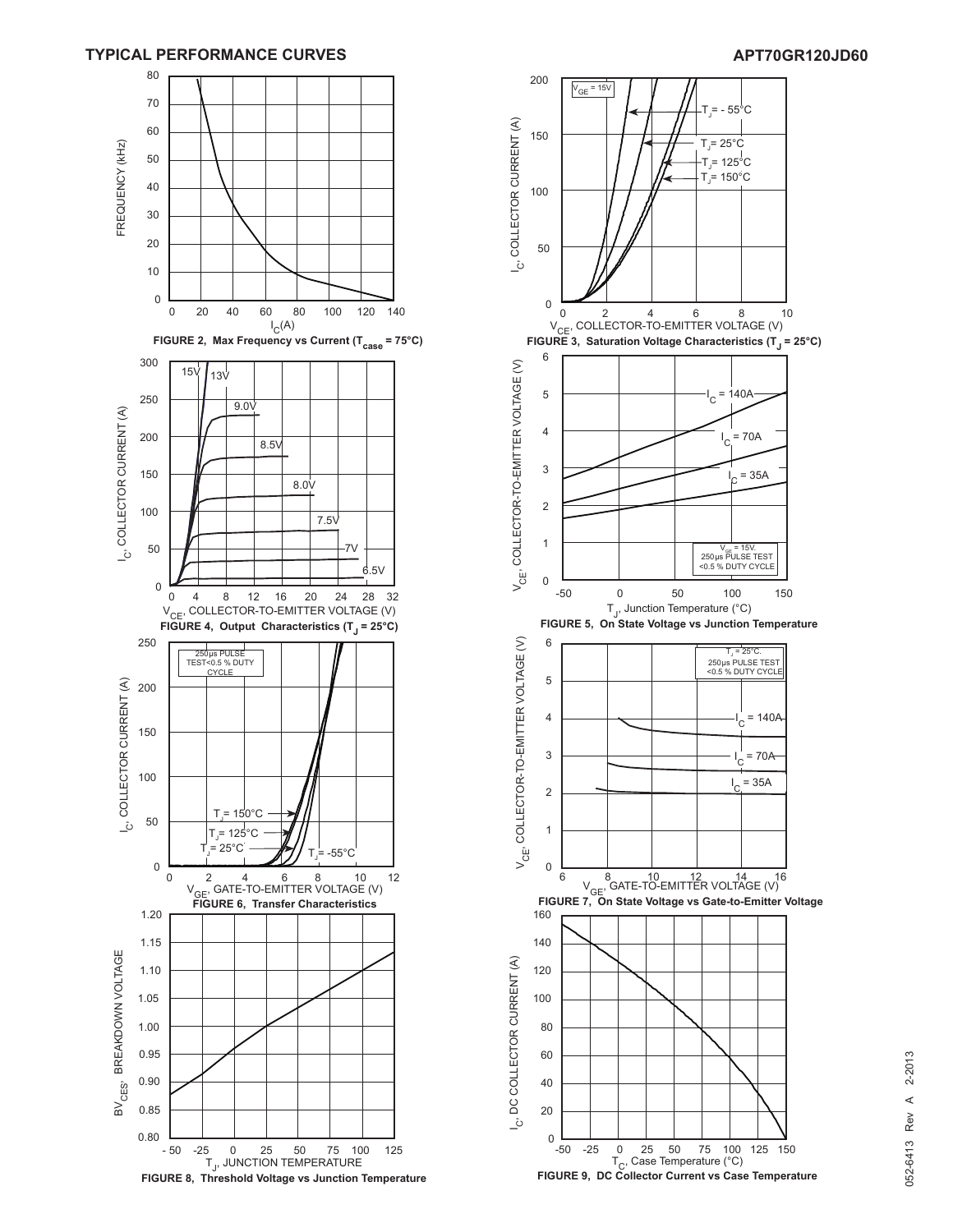## TYPICAL PERFORMANCE CURVES

FIGURE 2, Max Frequency vs Current ($T_{case}$ = 75°C)

FIGURE 3, Saturation Voltage Characteristics ($T_J$ = 25°C)

FIGURE 4, Output Characteristics ($T_J$ = 25°C)

FIGURE 5, On State Voltage vs Junction Temperature

FIGURE 6, Transfer Characteristics

FIGURE 7, On State Voltage vs Gate-to-Emitter Voltage

FIGURE 8, Threshold Voltage vs Junction Temperature

FIGURE 9, DC Collector Current vs Case Temperature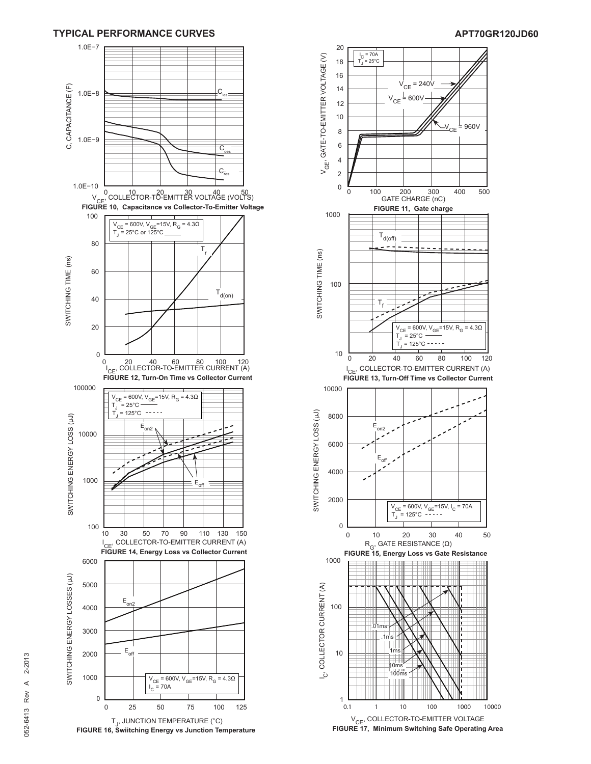## TYPICAL PERFORMANCE CURVES

**FIGURE 10, Capacitance vs Collector-To-Emitter Voltage**

**FIGURE 11, Gate charge**

**FIGURE 12, Turn-On Time vs Collector Current**

**FIGURE 13, Turn-Off Time vs Collector Current**

**FIGURE 14, Energy Loss vs Collector Current**

**FIGURE 15, Energy Loss vs Gate Resistance**

**FIGURE 16, Swiitching Energy vs Junction Temperature**

**FIGURE 17, Minimum Switching Safe Operating Area**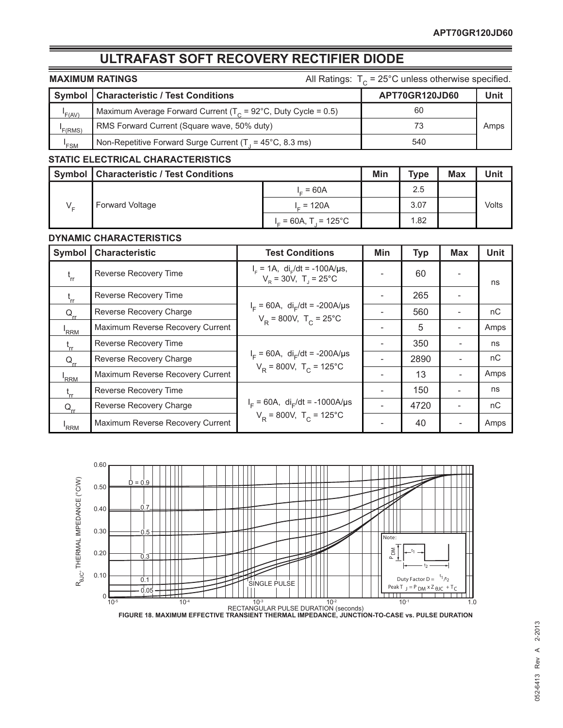# ULTRAFAST SOFT RECOVERY RECTIFIER DIODE

**MAXIMUM RATINGS** All Ratings: $T_C$ = 25°C unless otherwise specified.

| Symbol | Characteristic / Test Conditions | APT70GR120JD60 | Unit |
|---|---|---|---|
| $I_{F(AV)}$ | Maximum Average Forward Current ($T_C$ = 92°C, Duty Cycle = 0.5) | 60 | Amps |
| $I_{F(RMS)}$ | RMS Forward Current (Square wave, 50% duty) | 73 | |
| $I_{FSM}$ | Non-Repetitive Forward Surge Current ($T_J$ = 45°C, 8.3 ms) | 540 | |

### STATIC ELECTRICAL CHARACTERISTICS

| Symbol | Characteristic / Test Conditions | | Min | Type | Max | Unit |
|---|---|---|---|---|---|---|
| $V_F$ | Forward Voltage | $I_F$ = 60A | | 2.5 | | Volts |
| | | $I_F$ = 120A | | 3.07 | | |
| | | $I_F$ = 60A, $T_J$ = 125°C | | 1.82 | | |

### DYNAMIC CHARACTERISTICS

| Symbol | Characteristic | Test Conditions | Min | Typ | Max | Unit |
|---|---|---|---|---|---|---|
| $t_{rr}$ | Reverse Recovery Time | $I_F$ = 1A, $di_F/dt$ = -100A/µs, $V_R$ = 30V, $T_J$ = 25°C | - | 60 | - | ns |
| $t_{rr}$ | Reverse Recovery Time | $I_F$ = 60A, $di_F/dt$ = -200A/µs $V_R$ = 800V, $T_C$ = 25°C | - | 265 | - | ns |
| $Q_{rr}$ | Reverse Recovery Charge | | - | 560 | - | nC |
| $I_{RRM}$ | Maximum Reverse Recovery Current | | - | 5 | - | Amps |
| $t_{rr}$ | Reverse Recovery Time | $I_F$ = 60A, $di_F/dt$ = -200A/µs $V_R$ = 800V, $T_C$ = 125°C | - | 350 | - | ns |
| $Q_{rr}$ | Reverse Recovery Charge | | - | 2890 | - | nC |
| $I_{RRM}$ | Maximum Reverse Recovery Current | | - | 13 | - | Amps |
| $t_{rr}$ | Reverse Recovery Time | $I_F$ = 60A, $di_F/dt$ = -1000A/µs $V_R$ = 800V, $T_C$ = 125°C | - | 150 | - | ns |
| $Q_{rr}$ | Reverse Recovery Charge | | - | 4720 | - | nC |
| $I_{RRM}$ | Maximum Reverse Recovery Current | | - | 40 | - | Amps |

FIGURE 18. MAXIMUM EFFECTIVE TRANSIENT THERMAL IMPEDANCE, JUNCTION-TO-CASE vs. PULSE DURATION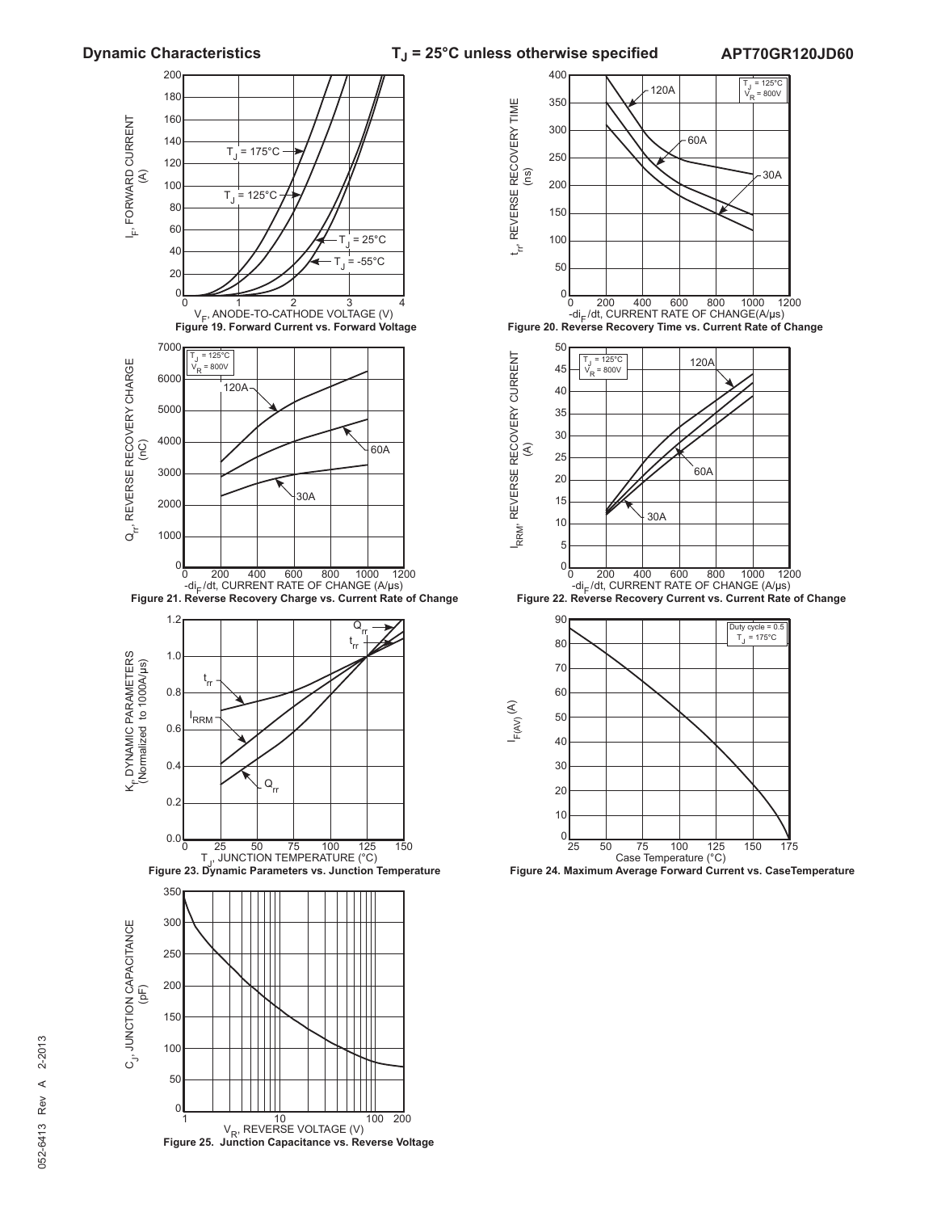## Dynamic Characteristics

$T_J$ = 25°C unless otherwise specified

**Figure 19. Forward Current vs. Forward Voltage**

**Figure 20. Reverse Recovery Time vs. Current Rate of Change**

**Figure 21. Reverse Recovery Charge vs. Current Rate of Change**

**Figure 22. Reverse Recovery Current vs. Current Rate of Change**

**Figure 23. Dynamic Parameters vs. Junction Temperature**

**Figure 24. Maximum Average Forward Current vs. CaseTemperature**

**Figure 25. Junction Capacitance vs. Reverse Voltage**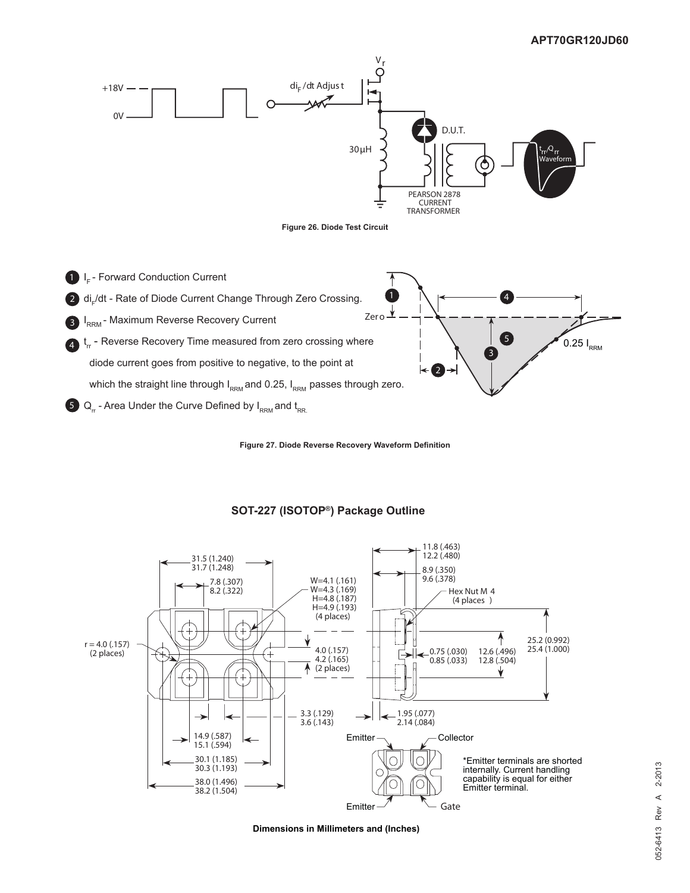Figure 26. Diode Test Circuit

1. $I_F$ - Forward Conduction Current
2. $di_F/dt$ - Rate of Diode Current Change Through Zero Crossing.
3. $I_{RRM}$ - Maximum Reverse Recovery Current
4. $t_{rr}$ - Reverse Recovery Time measured from zero crossing where diode current goes from positive to negative, to the point at which the straight line through $I_{RRM}$ and 0.25, $I_{RRM}$ passes through zero.
5. $Q_{rr}$ - Area Under the Curve Defined by $I_{RRM}$ and $t_{RR.}$

Figure 27. Diode Reverse Recovery Waveform Definition

## SOT-227 (ISOTOP®) Package Outline

*Emitter terminals are shorted internally. Current handling capability is equal for either Emitter terminal.

Dimensions in Millimeters and (Inches)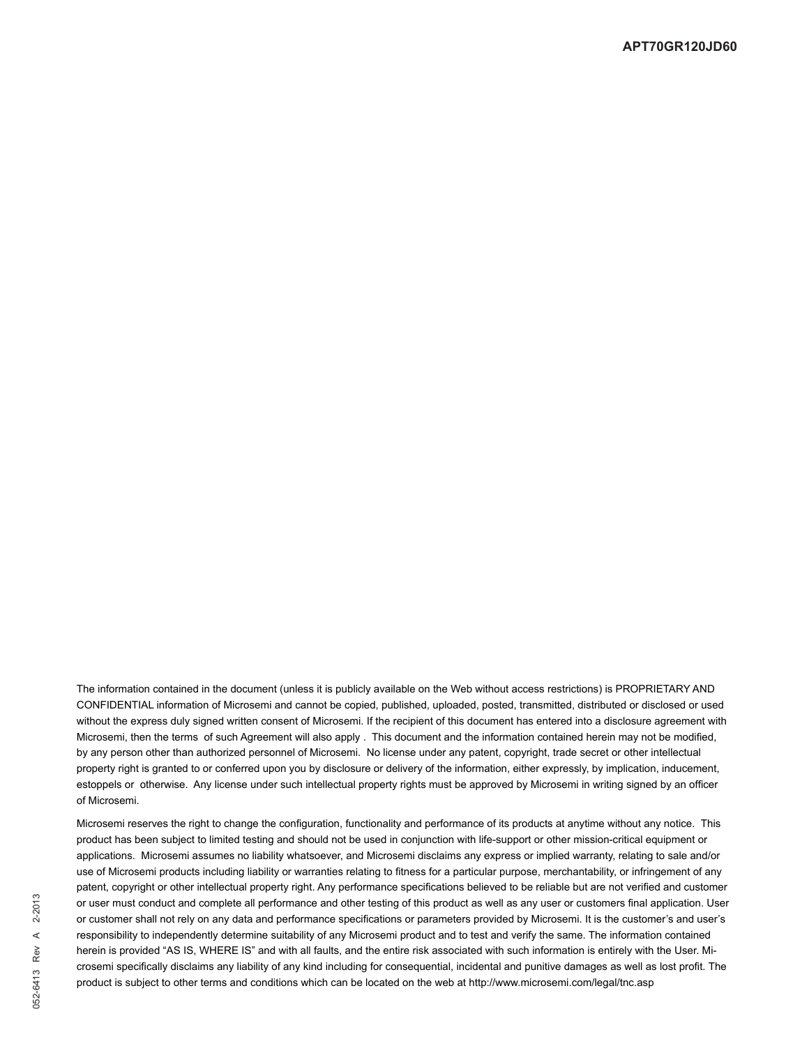The information contained in the document (unless it is publicly available on the Web without access restrictions) is PROPRIETARY AND CONFIDENTIAL information of Microsemi and cannot be copied, published, uploaded, posted, transmitted, distributed or disclosed or used without the express duly signed written consent of Microsemi. If the recipient of this document has entered into a disclosure agreement with Microsemi, then the terms of such Agreement will also apply . This document and the information contained herein may not be modified, by any person other than authorized personnel of Microsemi. No license under any patent, copyright, trade secret or other intellectual property right is granted to or conferred upon you by disclosure or delivery of the information, either expressly, by implication, inducement, estoppels or otherwise. Any license under such intellectual property rights must be approved by Microsemi in writing signed by an officer of Microsemi.

Microsemi reserves the right to change the configuration, functionality and performance of its products at anytime without any notice. This product has been subject to limited testing and should not be used in conjunction with life-support or other mission-critical equipment or applications. Microsemi assumes no liability whatsoever, and Microsemi disclaims any express or implied warranty, relating to sale and/or use of Microsemi products including liability or warranties relating to fitness for a particular purpose, merchantability, or infringement of any patent, copyright or other intellectual property right. Any performance specifications believed to be reliable but are not verified and customer or user must conduct and complete all performance and other testing of this product as well as any user or customers final application. User or customer shall not rely on any data and performance specifications or parameters provided by Microsemi. It is the customer's and user's responsibility to independently determine suitability of any Microsemi product and to test and verify the same. The information contained herein is provided "AS IS, WHERE IS" and with all faults, and the entire risk associated with such information is entirely with the User. Microsemi specifically disclaims any liability of any kind including for consequential, incidental and punitive damages as well as lost profit. The product is subject to other terms and conditions which can be located on the web at http://www.microsemi.com/legal/tnc.asp